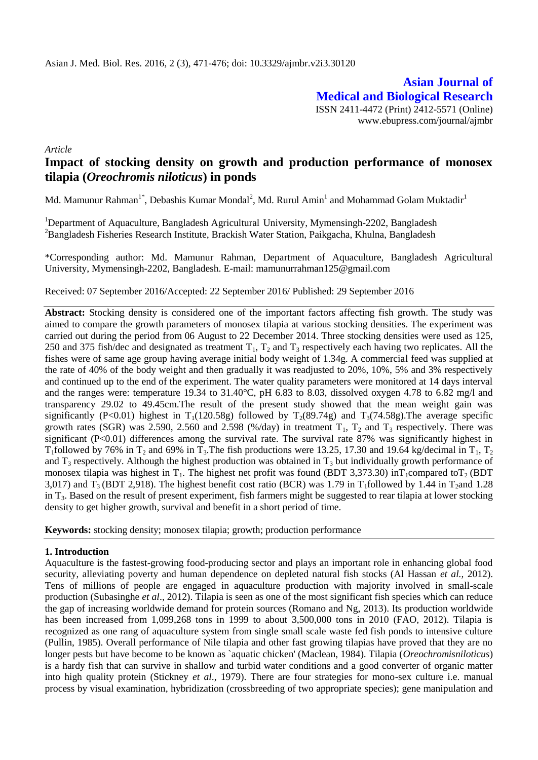# Asian Journal of Medical and Biological Research

ISSN 2411-4472 (Print) 2412-5571 (Online)
www.ebupress.com/journal/ajmbr

*Article*

## Impact of stocking density on growth and production performance of monosex tilapia (*Oreochromis niloticus*) in ponds

Md. Mamunur Rahman[1*], Debashis Kumar Mondal[2], Md. Rurul Amin[1] and Mohammad Golam Muktadir[1]

[1]Department of Aquaculture, Bangladesh Agricultural University, Mymensingh-2202, Bangladesh
[2]Bangladesh Fisheries Research Institute, Brackish Water Station, Paikgacha, Khulna, Bangladesh

\*Corresponding author: Md. Mamunur Rahman, Department of Aquaculture, Bangladesh Agricultural University, Mymensingh-2202, Bangladesh. E-mail: mamunurrahman125@gmail.com

Received: 07 September 2016/Accepted: 22 September 2016/ Published: 29 September 2016

**Abstract:** Stocking density is considered one of the important factors affecting fish growth. The study was aimed to compare the growth parameters of monosex tilapia at various stocking densities. The experiment was carried out during the period from 06 August to 22 December 2014. Three stocking densities were used as 125, 250 and 375 fish/dec and designated as treatment $T_1$, $T_2$ and $T_3$ respectively each having two replicates. All the fishes were of same age group having average initial body weight of 1.34g. A commercial feed was supplied at the rate of 40% of the body weight and then gradually it was readjusted to 20%, 10%, 5% and 3% respectively and continued up to the end of the experiment. The water quality parameters were monitored at 14 days interval and the ranges were: temperature 19.34 to 31.40°C, pH 6.83 to 8.03, dissolved oxygen 4.78 to 6.82 mg/l and transparency 29.02 to 49.45cm.The result of the present study showed that the mean weight gain was significantly ($P<0.01$) highest in $T_1$(120.58g) followed by $T_2$(89.74g) and $T_3$(74.58g).The average specific growth rates (SGR) was 2.590, 2.560 and 2.598 (%/day) in treatment $T_1$, $T_2$ and $T_3$ respectively. There was significant ($P<0.01$) differences among the survival rate. The survival rate 87% was significantly highest in $T_1$followed by 76% in $T_2$ and 69% in $T_3$.The fish productions were 13.25, 17.30 and 19.64 kg/decimal in $T_1$, $T_2$ and $T_3$ respectively. Although the highest production was obtained in $T_3$ but individually growth performance of monosex tilapia was highest in $T_1$. The highest net profit was found (BDT 3,373.30) in$T_1$compared to$T_2$ (BDT 3,017) and $T_3$ (BDT 2,918). The highest benefit cost ratio (BCR) was 1.79 in $T_1$followed by 1.44 in $T_2$and 1.28 in $T_3$. Based on the result of present experiment, fish farmers might be suggested to rear tilapia at lower stocking density to get higher growth, survival and benefit in a short period of time.

**Keywords:** stocking density; monosex tilapia; growth; production performance

### 1. Introduction

Aquaculture is the fastest-growing food-producing sector and plays an important role in enhancing global food security, alleviating poverty and human dependence on depleted natural fish stocks (Al Hassan *et al.,* 2012). Tens of millions of people are engaged in aquaculture production with majority involved in small-scale production (Subasinghe *et al*., 2012). Tilapia is seen as one of the most significant fish species which can reduce the gap of increasing worldwide demand for protein sources (Romano and Ng, 2013). Its production worldwide has been increased from 1,099,268 tons in 1999 to about 3,500,000 tons in 2010 (FAO, 2012). Tilapia is recognized as one rang of aquaculture system from single small scale waste fed fish ponds to intensive culture (Pullin, 1985). Overall performance of Nile tilapia and other fast growing tilapias have proved that they are no longer pests but have become to be known as `aquatic chicken' (Maclean, 1984). Tilapia (*Oreochromisniloticus*) is a hardy fish that can survive in shallow and turbid water conditions and a good converter of organic matter into high quality protein (Stickney *et al*., 1979). There are four strategies for mono-sex culture i.e. manual process by visual examination, hybridization (crossbreeding of two appropriate species); gene manipulation and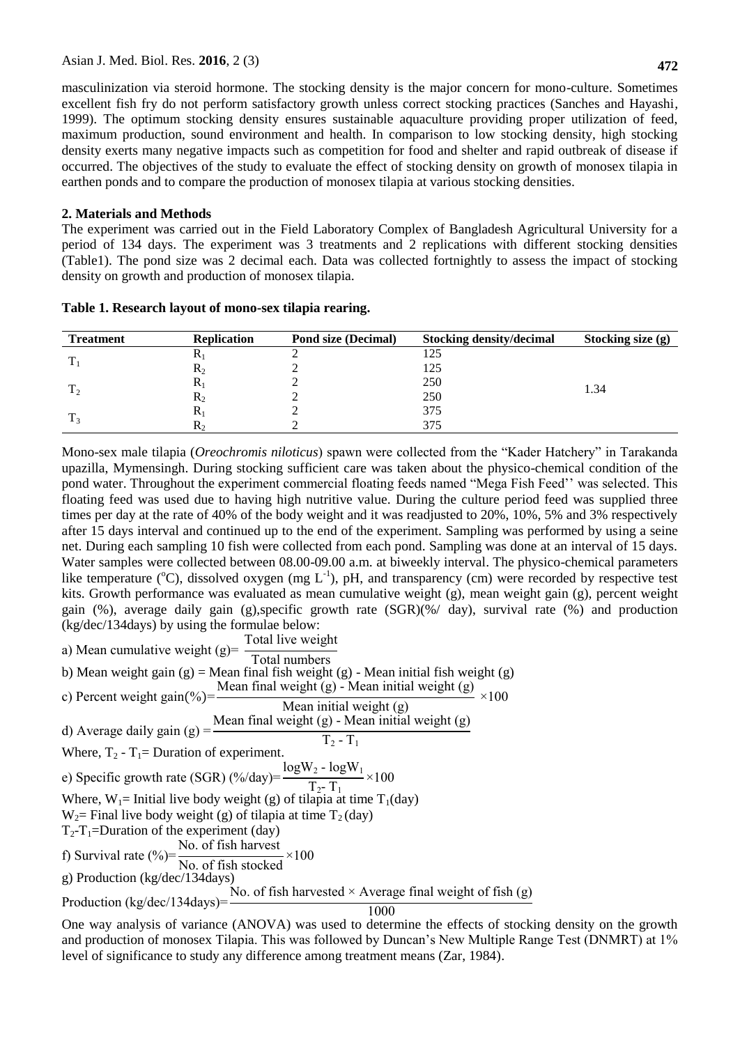masculinization via steroid hormone. The stocking density is the major concern for mono-culture. Sometimes excellent fish fry do not perform satisfactory growth unless correct stocking practices (Sanches and Hayashi, 1999). The optimum stocking density ensures sustainable aquaculture providing proper utilization of feed, maximum production, sound environment and health. In comparison to low stocking density, high stocking density exerts many negative impacts such as competition for food and shelter and rapid outbreak of disease if occurred. The objectives of the study to evaluate the effect of stocking density on growth of monosex tilapia in earthen ponds and to compare the production of monosex tilapia at various stocking densities.

## 2. Materials and Methods

The experiment was carried out in the Field Laboratory Complex of Bangladesh Agricultural University for a period of 134 days. The experiment was 3 treatments and 2 replications with different stocking densities (Table1). The pond size was 2 decimal each. Data was collected fortnightly to assess the impact of stocking density on growth and production of monosex tilapia.

**Table 1. Research layout of mono-sex tilapia rearing.**

| Treatment | Replication | Pond size (Decimal) | Stocking density/decimal | Stocking size (g) |
|---|---|---|---|---|
| $T_1$ | $R_1$ | 2 | 125 | 1.34 |
| | $R_2$ | 2 | 125 | |
| $T_2$ | $R_1$ | 2 | 250 | |
| | $R_2$ | 2 | 250 | |
| $T_3$ | $R_1$ | 2 | 375 | |
| | $R_2$ | 2 | 375 | |

Mono-sex male tilapia (*Oreochromis niloticus*) spawn were collected from the "Kader Hatchery" in Tarakanda upazilla, Mymensingh. During stocking sufficient care was taken about the physico-chemical condition of the pond water. Throughout the experiment commercial floating feeds named "Mega Fish Feed'' was selected. This floating feed was used due to having high nutritive value. During the culture period feed was supplied three times per day at the rate of 40% of the body weight and it was readjusted to 20%, 10%, 5% and 3% respectively after 15 days interval and continued up to the end of the experiment. Sampling was performed by using a seine net. During each sampling 10 fish were collected from each pond. Sampling was done at an interval of 15 days. Water samples were collected between 08.00-09.00 a.m. at biweekly interval. The physico-chemical parameters like temperature ($^{o}C$), dissolved oxygen (mg $L^{-1}$), pH, and transparency (cm) were recorded by respective test kits. Growth performance was evaluated as mean cumulative weight (g), mean weight gain (g), percent weight gain (%), average daily gain (g),specific growth rate (SGR)(%/ day), survival rate (%) and production (kg/dec/134days) by using the formulae below:

a) Mean cumulative weight (g)= $\dfrac{\text{Total live weight}}{\text{Total numbers}}$

b) Mean weight gain (g) = Mean final fish weight (g) - Mean initial fish weight (g)

c) Percent weight gain(%)= $\dfrac{\text{Mean final weight (g) - Mean initial weight (g)}}{\text{Mean initial weight (g)}} \times 100$

d) Average daily gain (g) = $\dfrac{\text{Mean final weight (g) - Mean initial weight (g)}}{T_2 - T_1}$

Where, $T_2 - T_1$= Duration of experiment.

e) Specific growth rate (SGR) (%/day)= $\dfrac{\log W_2 - \log W_1}{T_2 - T_1} \times 100$

Where, $W_1$= Initial live body weight (g) of tilapia at time $T_1$(day)

$W_2$= Final live body weight (g) of tilapia at time $T_2$ (day)

$T_2$-$T_1$=Duration of the experiment (day)

f) Survival rate (%)= $\dfrac{\text{No. of fish harvest}}{\text{No. of fish stocked}} \times 100$

g) Production (kg/dec/134days)

Production (kg/dec/134days)= $\dfrac{\text{No. of fish harvested} \times \text{Average final weight of fish (g)}}{1000}$

One way analysis of variance (ANOVA) was used to determine the effects of stocking density on the growth and production of monosex Tilapia. This was followed by Duncan's New Multiple Range Test (DNMRT) at 1% level of significance to study any difference among treatment means (Zar, 1984).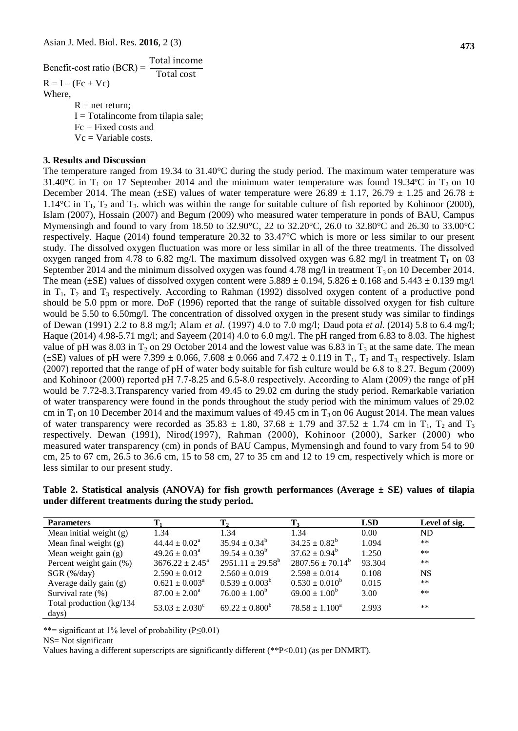$$\text{Benefit-cost ratio (BCR)} = \frac{\text{Total income}}{\text{Total cost}}$$

$$R = I - (Fc + Vc)$$

Where,

$R$ = net return;
$I$ = Totalincome from tilapia sale;
$Fc$ = Fixed costs and
$Vc$ = Variable costs.

### 3. Results and Discussion

The temperature ranged from 19.34 to 31.40°C during the study period. The maximum water temperature was 31.40°C in $T_1$ on 17 September 2014 and the minimum water temperature was found 19.34ºC in $T_2$ on 10 December 2014. The mean (±SE) values of water temperature were 26.89 ± 1.17, 26.79 ± 1.25 and 26.78 ± 1.14°C in $T_1$, $T_2$ and $T_3$. which was within the range for suitable culture of fish reported by Kohinoor (2000), Islam (2007), Hossain (2007) and Begum (2009) who measured water temperature in ponds of BAU, Campus Mymensingh and found to vary from 18.50 to 32.90°C, 22 to 32.20°C, 26.0 to 32.80°C and 26.30 to 33.00°C respectively. Haque (2014) found temperature 20.32 to 33.47°C which is more or less similar to our present study. The temperature fluctuation was more or less similar in all of the three treatments. The dissolved oxygen ranged from 4.78 to 6.82 mg/l. The maximum dissolved oxygen was 6.82 mg/l in treatment $T_1$ on 03 September 2014 and the minimum dissolved oxygen was found 4.78 mg/l in treatment $T_3$ on 10 December 2014. The mean (±SE) values of dissolved oxygen content were 5.889 ± 0.194, 5.826 ± 0.168 and 5.443 ± 0.139 mg/l in $T_1$, $T_2$ and $T_3$ respectively. According to Rahman (1992) dissolved oxygen content of a productive pond should be 5.0 ppm or more. DoF (1996) reported that the range of suitable dissolved oxygen for fish culture would be 5.50 to 6.50mg/l. The concentration of dissolved oxygen in the present study was similar to findings of Dewan (1991) 2.2 to 8.8 mg/l; Alam *et al.* (1997) 4.0 to 7.0 mg/l; Daud pota *et al.* (2014) 5.8 to 6.4 mg/l; Haque (2014) 4.98-5.71 mg/l; and Sayeem (2014) 4.0 to 6.0 mg/l. The pH ranged from 6.83 to 8.03. The highest value of pH was 8.03 in $T_2$ on 29 October 2014 and the lowest value was 6.83 in $T_3$ at the same date. The mean (±SE) values of pH were 7.399 ± 0.066, 7.608 ± 0.066 and 7.472 ± 0.119 in $T_1$, $T_2$ and $T_3$, respectively. Islam (2007) reported that the range of pH of water body suitable for fish culture would be 6.8 to 8.27. Begum (2009) and Kohinoor (2000) reported pH 7.7-8.25 and 6.5-8.0 respectively. According to Alam (2009) the range of pH would be 7.72-8.3.Transparency varied from 49.45 to 29.02 cm during the study period. Remarkable variation of water transparency were found in the ponds throughout the study period with the minimum values of 29.02 cm in $T_1$ on 10 December 2014 and the maximum values of 49.45 cm in $T_3$ on 06 August 2014. The mean values of water transparency were recorded as 35.83 ± 1.80, 37.68 ± 1.79 and 37.52 ± 1.74 cm in $T_1$, $T_2$ and $T_3$ respectively. Dewan (1991), Nirod(1997), Rahman (2000), Kohinoor (2000), Sarker (2000) who measured water transparency (cm) in ponds of BAU Campus, Mymensingh and found to vary from 54 to 90 cm, 25 to 67 cm, 26.5 to 36.6 cm, 15 to 58 cm, 27 to 35 cm and 12 to 19 cm, respectively which is more or less similar to our present study.

**Table 2. Statistical analysis (ANOVA) for fish growth performances (Average ± SE) values of tilapia under different treatments during the study period.**

| Parameters | $T_1$ | $T_2$ | $T_3$ | LSD | Level of sig. |
|---|---|---|---|---|---|
| Mean initial weight (g) | 1.34 | 1.34 | 1.34 | 0.00 | ND |
| Mean final weight (g) | $44.44 \pm 0.02^a$ | $35.94 \pm 0.34^b$ | $34.25 \pm 0.82^b$ | 1.094 | ** |
| Mean weight gain (g) | $49.26 \pm 0.03^a$ | $39.54 \pm 0.39^b$ | $37.62 \pm 0.94^b$ | 1.250 | ** |
| Percent weight gain (%) | $3676.22 \pm 2.45^a$ | $2951.11 \pm 29.58^b$ | $2807.56 \pm 70.14^b$ | 93.304 | ** |
| SGR (%/day) | $2.590 \pm 0.012$ | $2.560 \pm 0.019$ | $2.598 \pm 0.014$ | 0.108 | NS |
| Average daily gain (g) | $0.621 \pm 0.003^a$ | $0.539 \pm 0.003^b$ | $0.530 \pm 0.010^b$ | 0.015 | ** |
| Survival rate (%) | $87.00 \pm 2.00^a$ | $76.00 \pm 1.00^b$ | $69.00 \pm 1.00^b$ | 3.00 | ** |
| Total production (kg/134 days) | $53.03 \pm 2.030^c$ | $69.22 \pm 0.800^b$ | $78.58 \pm 1.100^a$ | 2.993 | ** |

**= significant at 1% level of probability ($P \leq 0.01$)

NS= Not significant

Values having a different superscripts are significantly different (**$P<0.01$) (as per DNMRT).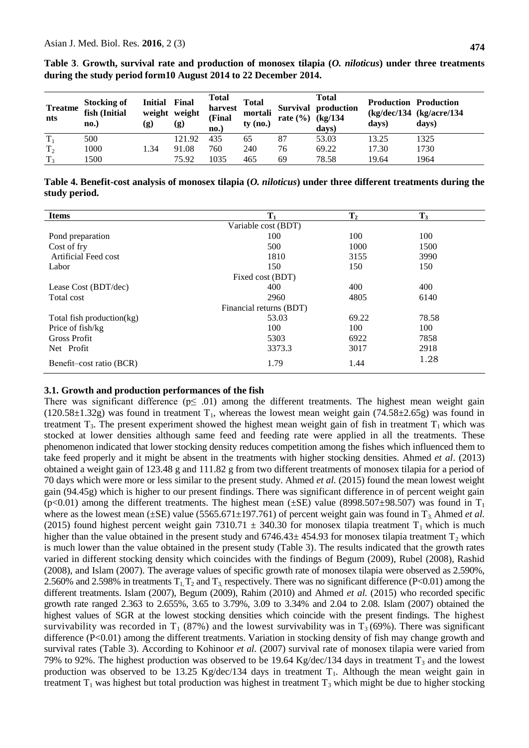**Table 3**. **Growth, survival rate and production of monosex tilapia (*O. niloticus*) under three treatments during the study period form10 August 2014 to 22 December 2014.**

| Treatments | Stocking of fish (Initial no.) | Initial weight (g) | Final weight (g) | Total harvest (Final no.) | Total mortality (no.) | Survival rate (%) | Total production (kg/134 days) | Production (kg/dec/134 days) | Production (kg/acre/134 days) |
|---|---|---|---|---|---|---|---|---|---|
| $T_1$ | 500 | | 121.92 | 435 | 65 | 87 | 53.03 | 13.25 | 1325 |
| $T_2$ | 1000 | 1.34 | 91.08 | 760 | 240 | 76 | 69.22 | 17.30 | 1730 |
| $T_3$ | 1500 | | 75.92 | 1035 | 465 | 69 | 78.58 | 19.64 | 1964 |

**Table 4. Benefit-cost analysis of monosex tilapia (*O. niloticus*) under three different treatments during the study period.**

| Items | $T_1$ | $T_2$ | $T_3$ |
|---|---|---|---|
| | Variable cost (BDT) | | |
| Pond preparation | 100 | 100 | 100 |
| Cost of fry | 500 | 1000 | 1500 |
| Artificial Feed cost | 1810 | 3155 | 3990 |
| Labor | 150 | 150 | 150 |
| | Fixed cost (BDT) | | |
| Lease Cost (BDT/dec) | 400 | 400 | 400 |
| Total cost | 2960 | 4805 | 6140 |
| | Financial returns (BDT) | | |
| Total fish production(kg) | 53.03 | 69.22 | 78.58 |
| Price of fish/kg | 100 | 100 | 100 |
| Gross Profit | 5303 | 6922 | 7858 |
| Net Profit | 3373.3 | 3017 | 2918 |
| Benefit–cost ratio (BCR) | 1.79 | 1.44 | 1.28 |

### 3.1. Growth and production performances of the fish

There was significant difference ($p \leq .01$) among the different treatments. The highest mean weight gain (120.58±1.32g) was found in treatment $T_1$, whereas the lowest mean weight gain (74.58±2.65g) was found in treatment $T_3$. The present experiment showed the highest mean weight gain of fish in treatment $T_1$ which was stocked at lower densities although same feed and feeding rate were applied in all the treatments. These phenomenon indicated that lower stocking density reduces competition among the fishes which influenced them to take feed properly and it might be absent in the treatments with higher stocking densities. Ahmed *et al*. (2013) obtained a weight gain of 123.48 g and 111.82 g from two different treatments of monosex tilapia for a period of 70 days which were more or less similar to the present study. Ahmed *et al.* (2015) found the mean lowest weight gain (94.45g) which is higher to our present findings. There was significant difference in of percent weight gain ($p<0.01$) among the different treatments. The highest mean (±SE) value (8998.507±98.507) was found in $T_1$ where as the lowest mean (±SE) value (5565.671±197.761) of percent weight gain was found in $T_3$. Ahmed *et al.* (2015) found highest percent weight gain 7310.71 ± 340.30 for monosex tilapia treatment $T_1$ which is much higher than the value obtained in the present study and 6746.43± 454.93 for monosex tilapia treatment $T_2$ which is much lower than the value obtained in the present study (Table 3). The results indicated that the growth rates varied in different stocking density which coincides with the findings of Begum (2009), Rubel (2008), Rashid (2008), and Islam (2007). The average values of specific growth rate of monosex tilapia were observed as 2.590%, 2.560% and 2.598% in treatments $T_1$, $T_2$ and $T_3$, respectively. There was no significant difference ($P<0.01$) among the different treatments. Islam (2007), Begum (2009), Rahim (2010) and Ahmed *et al.* (2015) who recorded specific growth rate ranged 2.363 to 2.655%, 3.65 to 3.79%, 3.09 to 3.34% and 2.04 to 2.08. Islam (2007) obtained the highest values of SGR at the lowest stocking densities which coincide with the present findings. The highest survivability was recorded in $T_1$ (87%) and the lowest survivability was in $T_3$ (69%). There was significant difference ($P<0.01$) among the different treatments. Variation in stocking density of fish may change growth and survival rates (Table 3). According to Kohinoor *et al*. (2007) survival rate of monosex tilapia were varied from 79% to 92%. The highest production was observed to be 19.64 Kg/dec/134 days in treatment $T_3$ and the lowest production was observed to be 13.25 Kg/dec/134 days in treatment $T_1$. Although the mean weight gain in treatment $T_1$ was highest but total production was highest in treatment $T_3$ which might be due to higher stocking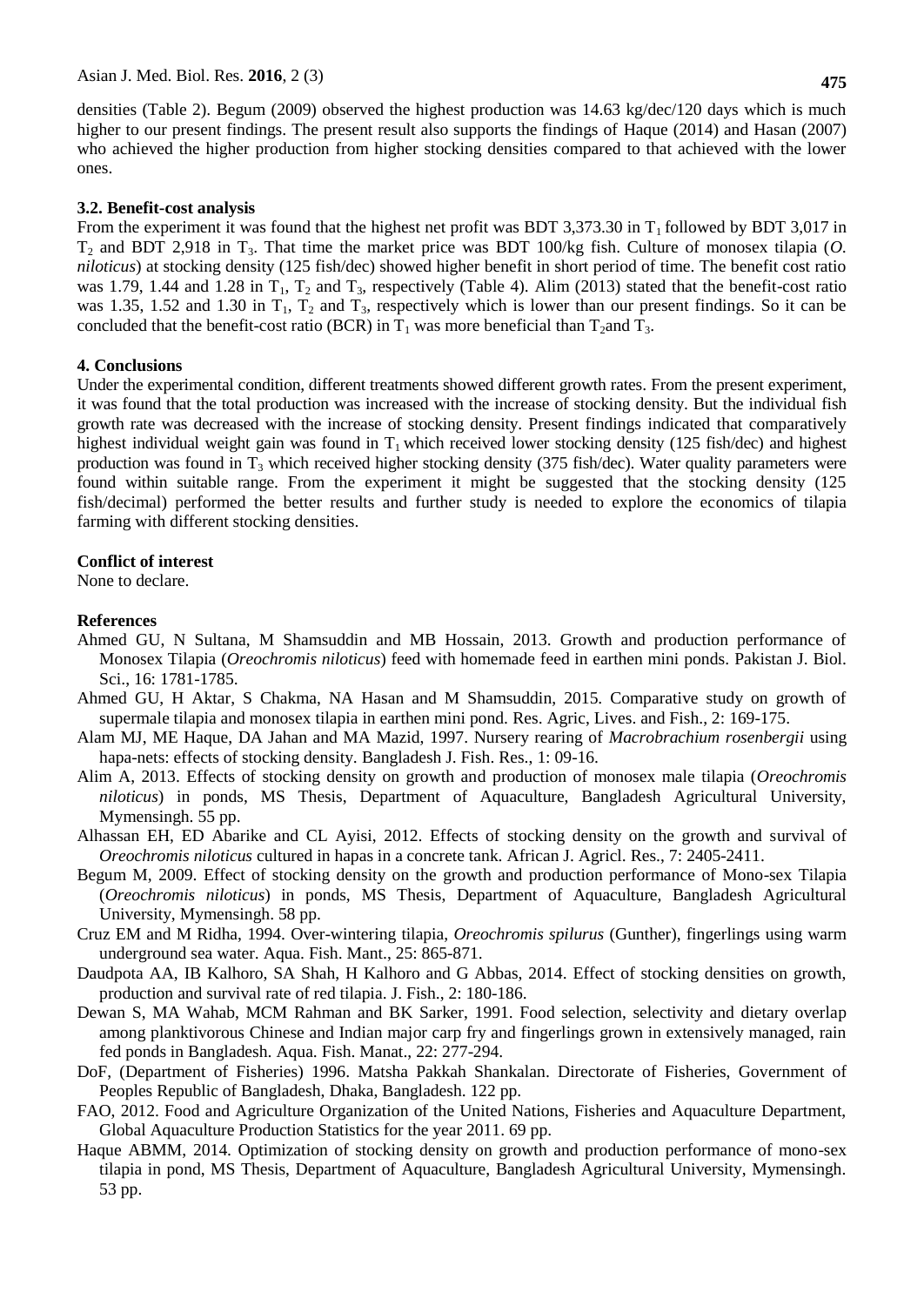densities (Table 2). Begum (2009) observed the highest production was 14.63 kg/dec/120 days which is much higher to our present findings. The present result also supports the findings of Haque (2014) and Hasan (2007) who achieved the higher production from higher stocking densities compared to that achieved with the lower ones.

### 3.2. Benefit-cost analysis

From the experiment it was found that the highest net profit was BDT 3,373.30 in $T_1$ followed by BDT 3,017 in $T_2$ and BDT 2,918 in $T_3$. That time the market price was BDT 100/kg fish. Culture of monosex tilapia (*O. niloticus*) at stocking density (125 fish/dec) showed higher benefit in short period of time. The benefit cost ratio was 1.79, 1.44 and 1.28 in $T_1$, $T_2$ and $T_3$, respectively (Table 4). Alim (2013) stated that the benefit-cost ratio was 1.35, 1.52 and 1.30 in $T_1$, $T_2$ and $T_3$, respectively which is lower than our present findings. So it can be concluded that the benefit-cost ratio (BCR) in $T_1$ was more beneficial than $T_2$and $T_3$.

## 4. Conclusions

Under the experimental condition, different treatments showed different growth rates. From the present experiment, it was found that the total production was increased with the increase of stocking density. But the individual fish growth rate was decreased with the increase of stocking density. Present findings indicated that comparatively highest individual weight gain was found in $T_1$ which received lower stocking density (125 fish/dec) and highest production was found in $T_3$ which received higher stocking density (375 fish/dec). Water quality parameters were found within suitable range. From the experiment it might be suggested that the stocking density (125 fish/decimal) performed the better results and further study is needed to explore the economics of tilapia farming with different stocking densities.

**Conflict of interest**

None to declare.

**References**

Ahmed GU, N Sultana, M Shamsuddin and MB Hossain, 2013. Growth and production performance of Monosex Tilapia (*Oreochromis niloticus*) feed with homemade feed in earthen mini ponds. Pakistan J. Biol. Sci., 16: 1781-1785.

Ahmed GU, H Aktar, S Chakma, NA Hasan and M Shamsuddin, 2015. Comparative study on growth of supermale tilapia and monosex tilapia in earthen mini pond. Res. Agric, Lives. and Fish., 2: 169-175.

Alam MJ, ME Haque, DA Jahan and MA Mazid, 1997. Nursery rearing of *Macrobrachium rosenbergii* using hapa-nets: effects of stocking density. Bangladesh J. Fish. Res., 1: 09-16.

Alim A, 2013. Effects of stocking density on growth and production of monosex male tilapia (*Oreochromis niloticus*) in ponds, MS Thesis, Department of Aquaculture, Bangladesh Agricultural University, Mymensingh. 55 pp.

Alhassan EH, ED Abarike and CL Ayisi, 2012. Effects of stocking density on the growth and survival of *Oreochromis niloticus* cultured in hapas in a concrete tank. African J. Agricl. Res., 7: 2405-2411.

Begum M, 2009. Effect of stocking density on the growth and production performance of Mono-sex Tilapia (*Oreochromis niloticus*) in ponds, MS Thesis, Department of Aquaculture, Bangladesh Agricultural University, Mymensingh. 58 pp.

Cruz EM and M Ridha, 1994. Over-wintering tilapia, *Oreochromis spilurus* (Gunther), fingerlings using warm underground sea water. Aqua. Fish. Mant., 25: 865-871.

Daudpota AA, IB Kalhoro, SA Shah, H Kalhoro and G Abbas, 2014. Effect of stocking densities on growth, production and survival rate of red tilapia. J. Fish., 2: 180-186.

Dewan S, MA Wahab, MCM Rahman and BK Sarker, 1991. Food selection, selectivity and dietary overlap among planktivorous Chinese and Indian major carp fry and fingerlings grown in extensively managed, rain fed ponds in Bangladesh. Aqua. Fish. Manat., 22: 277-294.

DoF, (Department of Fisheries) 1996. Matsha Pakkah Shankalan. Directorate of Fisheries, Government of Peoples Republic of Bangladesh, Dhaka, Bangladesh. 122 pp.

FAO, 2012. Food and Agriculture Organization of the United Nations, Fisheries and Aquaculture Department, Global Aquaculture Production Statistics for the year 2011. 69 pp.

Haque ABMM, 2014. Optimization of stocking density on growth and production performance of mono-sex tilapia in pond, MS Thesis, Department of Aquaculture, Bangladesh Agricultural University, Mymensingh. 53 pp.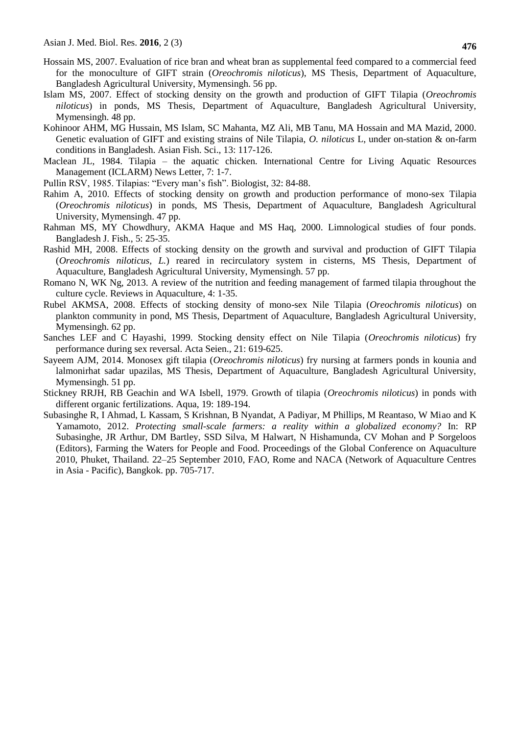Hossain MS, 2007. Evaluation of rice bran and wheat bran as supplemental feed compared to a commercial feed for the monoculture of GIFT strain (*Oreochromis niloticus*), MS Thesis, Department of Aquaculture, Bangladesh Agricultural University, Mymensingh. 56 pp.

Islam MS, 2007. Effect of stocking density on the growth and production of GIFT Tilapia (*Oreochromis niloticus*) in ponds, MS Thesis, Department of Aquaculture, Bangladesh Agricultural University, Mymensingh. 48 pp.

Kohinoor AHM, MG Hussain, MS Islam, SC Mahanta, MZ Ali, MB Tanu, MA Hossain and MA Mazid, 2000. Genetic evaluation of GIFT and existing strains of Nile Tilapia, *O. niloticus* L, under on-station & on-farm conditions in Bangladesh. Asian Fish. Sci., 13: 117-126.

Maclean JL, 1984. Tilapia – the aquatic chicken. International Centre for Living Aquatic Resources Management (ICLARM) News Letter, 7: 1-7.

Pullin RSV, 1985. Tilapias: "Every man's fish". Biologist, 32: 84-88.

Rahim A, 2010. Effects of stocking density on growth and production performance of mono-sex Tilapia (*Oreochromis niloticus*) in ponds, MS Thesis, Department of Aquaculture, Bangladesh Agricultural University, Mymensingh. 47 pp.

Rahman MS, MY Chowdhury, AKMA Haque and MS Haq, 2000. Limnological studies of four ponds. Bangladesh J. Fish., 5: 25-35.

Rashid MH, 2008. Effects of stocking density on the growth and survival and production of GIFT Tilapia (*Oreochromis niloticus, L.*) reared in recirculatory system in cisterns, MS Thesis, Department of Aquaculture, Bangladesh Agricultural University, Mymensingh. 57 pp.

Romano N, WK Ng, 2013. A review of the nutrition and feeding management of farmed tilapia throughout the culture cycle. Reviews in Aquaculture, 4: 1-35.

Rubel AKMSA, 2008. Effects of stocking density of mono-sex Nile Tilapia (*Oreochromis niloticus*) on plankton community in pond, MS Thesis, Department of Aquaculture, Bangladesh Agricultural University, Mymensingh. 62 pp.

Sanches LEF and C Hayashi, 1999. Stocking density effect on Nile Tilapia (*Oreochromis niloticus*) fry performance during sex reversal. Acta Seien., 21: 619-625.

Sayeem AJM, 2014. Monosex gift tilapia (*Oreochromis niloticus*) fry nursing at farmers ponds in kounia and lalmonirhat sadar upazilas, MS Thesis, Department of Aquaculture, Bangladesh Agricultural University, Mymensingh. 51 pp.

Stickney RRJH, RB Geachin and WA Isbell, 1979. Growth of tilapia (*Oreochromis niloticus*) in ponds with different organic fertilizations. Aqua, 19: 189-194.

Subasinghe R, I Ahmad, L Kassam, S Krishnan, B Nyandat, A Padiyar, M Phillips, M Reantaso, W Miao and K Yamamoto, 2012. *Protecting small-scale farmers: a reality within a globalized economy?* In: RP Subasinghe, JR Arthur, DM Bartley, SSD Silva, M Halwart, N Hishamunda, CV Mohan and P Sorgeloos (Editors), Farming the Waters for People and Food. Proceedings of the Global Conference on Aquaculture 2010, Phuket, Thailand. 22–25 September 2010, FAO, Rome and NACA (Network of Aquaculture Centres in Asia - Pacific), Bangkok. pp. 705-717.